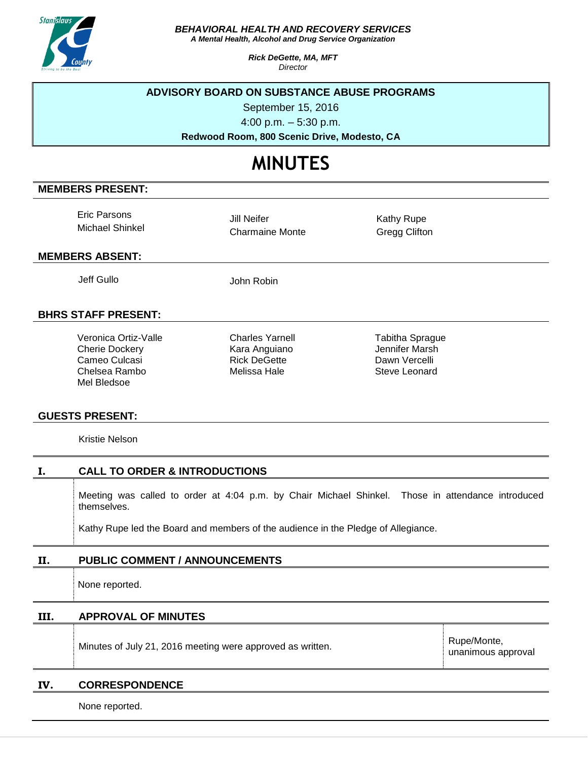***BEHAVIORAL HEALTH AND RECOVERY SERVICES***
***A Mental Health, Alcohol and Drug Service Organization***

***Rick DeGette, MA, MFT***
*Director*

**ADVISORY BOARD ON SUBSTANCE ABUSE PROGRAMS**

September 15, 2016

4:00 p.m. – 5:30 p.m.

**Redwood Room, 800 Scenic Drive, Modesto, CA**

# MINUTES

## MEMBERS PRESENT:

Eric Parsons
Michael Shinkel
Jill Neifer
Charmaine Monte
Kathy Rupe
Gregg Clifton

## MEMBERS ABSENT:

Jeff Gullo
John Robin

## BHRS STAFF PRESENT:

Veronica Ortiz-Valle
Cherie Dockery
Cameo Culcasi
Chelsea Rambo
Mel Bledsoe
Charles Yarnell
Kara Anguiano
Rick DeGette
Melissa Hale
Tabitha Sprague
Jennifer Marsh
Dawn Vercelli
Steve Leonard

## GUESTS PRESENT:

Kristie Nelson

## I. CALL TO ORDER & INTRODUCTIONS

Meeting was called to order at 4:04 p.m. by Chair Michael Shinkel. Those in attendance introduced themselves.

Kathy Rupe led the Board and members of the audience in the Pledge of Allegiance.

## II. PUBLIC COMMENT / ANNOUNCEMENTS

None reported.

## III. APPROVAL OF MINUTES

| | |
|---|---|
| Minutes of July 21, 2016 meeting were approved as written. | Rupe/Monte, unanimous approval |

## IV. CORRESPONDENCE

None reported.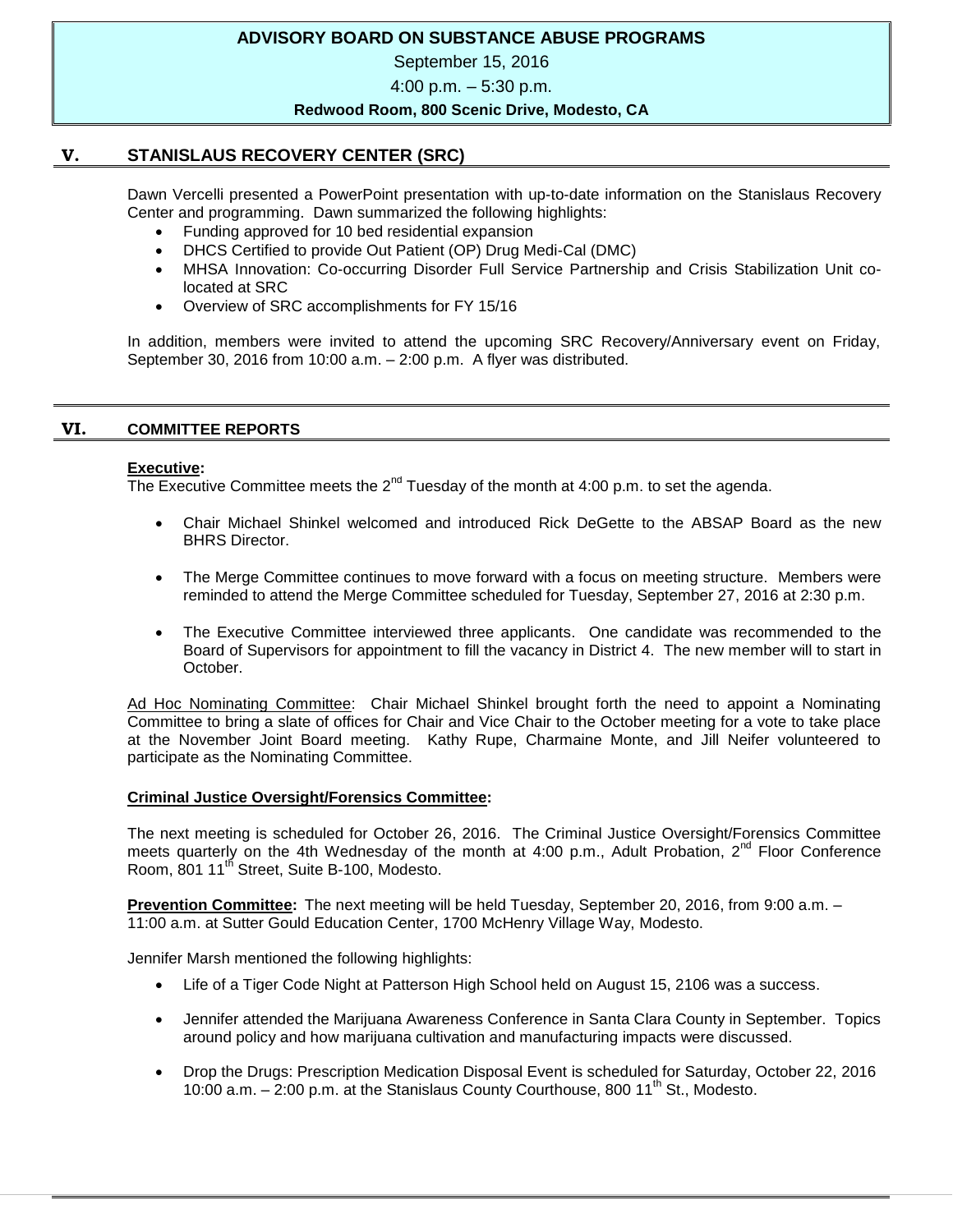**ADVISORY BOARD ON SUBSTANCE ABUSE PROGRAMS**

September 15, 2016

4:00 p.m. – 5:30 p.m.

**Redwood Room, 800 Scenic Drive, Modesto, CA**

## V. STANISLAUS RECOVERY CENTER (SRC)

Dawn Vercelli presented a PowerPoint presentation with up-to-date information on the Stanislaus Recovery Center and programming. Dawn summarized the following highlights:

- Funding approved for 10 bed residential expansion
- DHCS Certified to provide Out Patient (OP) Drug Medi-Cal (DMC)
- MHSA Innovation: Co-occurring Disorder Full Service Partnership and Crisis Stabilization Unit co-located at SRC
- Overview of SRC accomplishments for FY 15/16

In addition, members were invited to attend the upcoming SRC Recovery/Anniversary event on Friday, September 30, 2016 from 10:00 a.m. – 2:00 p.m. A flyer was distributed.

## VI. COMMITTEE REPORTS

**Executive:**
The Executive Committee meets the 2nd Tuesday of the month at 4:00 p.m. to set the agenda.

- Chair Michael Shinkel welcomed and introduced Rick DeGette to the ABSAP Board as the new BHRS Director.
- The Merge Committee continues to move forward with a focus on meeting structure. Members were reminded to attend the Merge Committee scheduled for Tuesday, September 27, 2016 at 2:30 p.m.
- The Executive Committee interviewed three applicants. One candidate was recommended to the Board of Supervisors for appointment to fill the vacancy in District 4. The new member will to start in October.

Ad Hoc Nominating Committee: Chair Michael Shinkel brought forth the need to appoint a Nominating Committee to bring a slate of offices for Chair and Vice Chair to the October meeting for a vote to take place at the November Joint Board meeting. Kathy Rupe, Charmaine Monte, and Jill Neifer volunteered to participate as the Nominating Committee.

**Criminal Justice Oversight/Forensics Committee:**

The next meeting is scheduled for October 26, 2016. The Criminal Justice Oversight/Forensics Committee meets quarterly on the 4th Wednesday of the month at 4:00 p.m., Adult Probation, 2nd Floor Conference Room, 801 11th Street, Suite B-100, Modesto.

**Prevention Committee:** The next meeting will be held Tuesday, September 20, 2016, from 9:00 a.m. – 11:00 a.m. at Sutter Gould Education Center, 1700 McHenry Village Way, Modesto.

Jennifer Marsh mentioned the following highlights:

- Life of a Tiger Code Night at Patterson High School held on August 15, 2106 was a success.
- Jennifer attended the Marijuana Awareness Conference in Santa Clara County in September. Topics around policy and how marijuana cultivation and manufacturing impacts were discussed.
- Drop the Drugs: Prescription Medication Disposal Event is scheduled for Saturday, October 22, 2016 10:00 a.m. – 2:00 p.m. at the Stanislaus County Courthouse, 800 11th St., Modesto.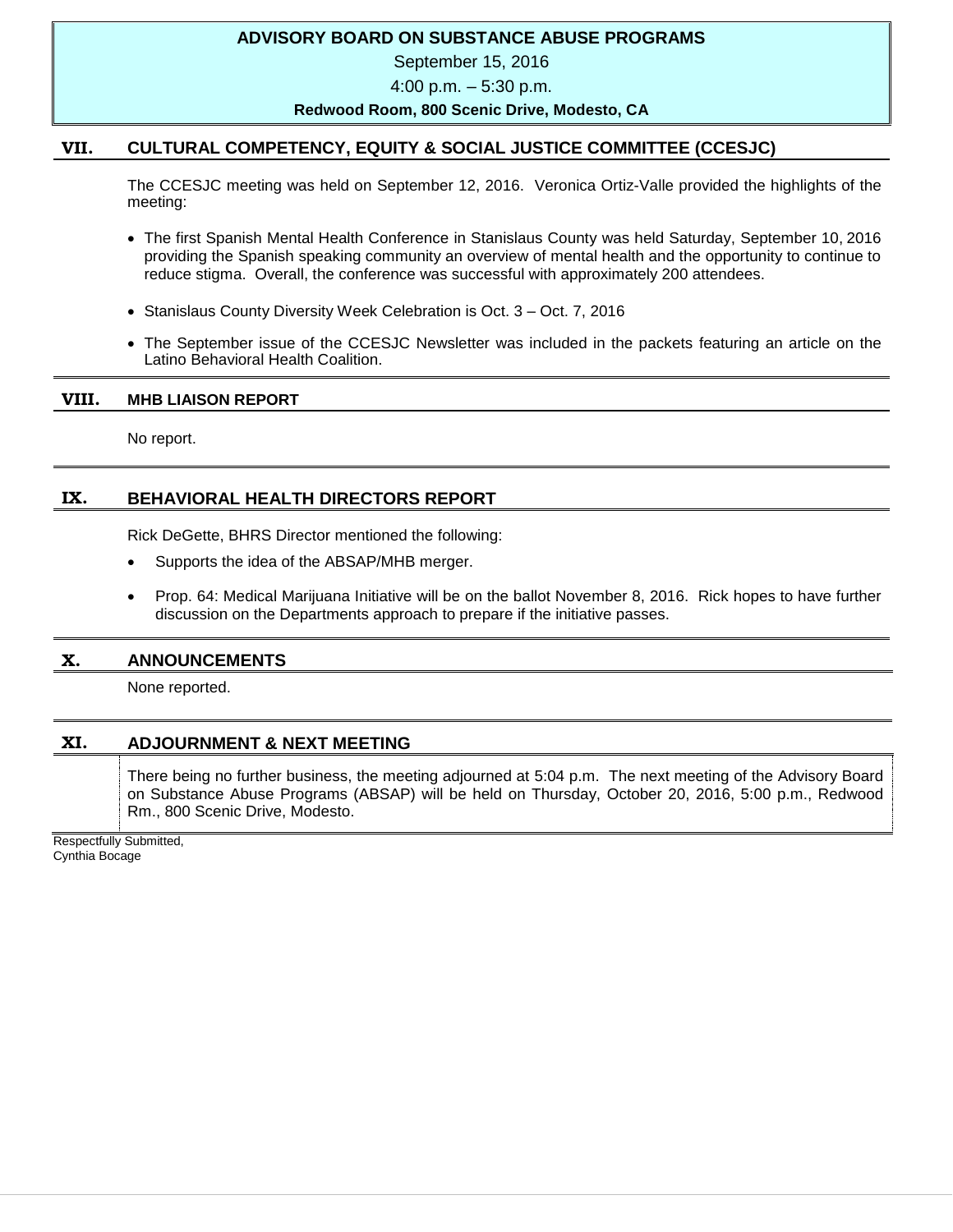**ADVISORY BOARD ON SUBSTANCE ABUSE PROGRAMS**

September 15, 2016

4:00 p.m. – 5:30 p.m.

**Redwood Room, 800 Scenic Drive, Modesto, CA**

## VII. CULTURAL COMPETENCY, EQUITY & SOCIAL JUSTICE COMMITTEE (CCESJC)

The CCESJC meeting was held on September 12, 2016. Veronica Ortiz-Valle provided the highlights of the meeting:

- The first Spanish Mental Health Conference in Stanislaus County was held Saturday, September 10, 2016 providing the Spanish speaking community an overview of mental health and the opportunity to continue to reduce stigma. Overall, the conference was successful with approximately 200 attendees.
- Stanislaus County Diversity Week Celebration is Oct. 3 – Oct. 7, 2016
- The September issue of the CCESJC Newsletter was included in the packets featuring an article on the Latino Behavioral Health Coalition.

## VIII. MHB LIAISON REPORT

No report.

## IX. BEHAVIORAL HEALTH DIRECTORS REPORT

Rick DeGette, BHRS Director mentioned the following:

- Supports the idea of the ABSAP/MHB merger.
- Prop. 64: Medical Marijuana Initiative will be on the ballot November 8, 2016. Rick hopes to have further discussion on the Departments approach to prepare if the initiative passes.

## X. ANNOUNCEMENTS

None reported.

## XI. ADJOURNMENT & NEXT MEETING

There being no further business, the meeting adjourned at 5:04 p.m. The next meeting of the Advisory Board on Substance Abuse Programs (ABSAP) will be held on Thursday, October 20, 2016, 5:00 p.m., Redwood Rm., 800 Scenic Drive, Modesto.

Respectfully Submitted,
Cynthia Bocage